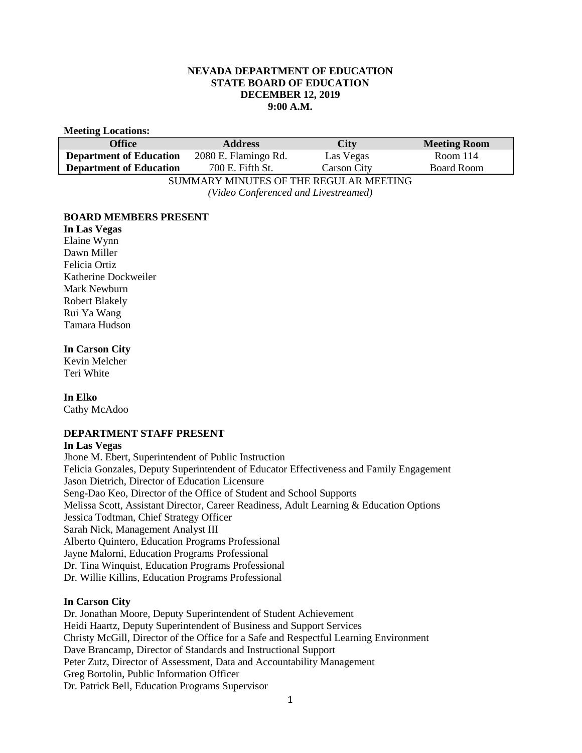**NEVADA DEPARTMENT OF EDUCATION**
**STATE BOARD OF EDUCATION**
**DECEMBER 12, 2019**
**9:00 A.M.**

**Meeting Locations:**

| Office | Address | City | Meeting Room |
|---|---|---|---|
| **Department of Education** | 2080 E. Flamingo Rd. | Las Vegas | Room 114 |
| **Department of Education** | 700 E. Fifth St. | Carson City | Board Room |

SUMMARY MINUTES OF THE REGULAR MEETING
*(Video Conferenced and Livestreamed)*

**BOARD MEMBERS PRESENT**

**In Las Vegas**
Elaine Wynn
Dawn Miller
Felicia Ortiz
Katherine Dockweiler
Mark Newburn
Robert Blakely
Rui Ya Wang
Tamara Hudson

**In Carson City**
Kevin Melcher
Teri White

**In Elko**
Cathy McAdoo

**DEPARTMENT STAFF PRESENT**

**In Las Vegas**
Jhone M. Ebert, Superintendent of Public Instruction
Felicia Gonzales, Deputy Superintendent of Educator Effectiveness and Family Engagement
Jason Dietrich, Director of Education Licensure
Seng-Dao Keo, Director of the Office of Student and School Supports
Melissa Scott, Assistant Director, Career Readiness, Adult Learning & Education Options
Jessica Todtman, Chief Strategy Officer
Sarah Nick, Management Analyst III
Alberto Quintero, Education Programs Professional
Jayne Malorni, Education Programs Professional
Dr. Tina Winquist, Education Programs Professional
Dr. Willie Killins, Education Programs Professional

**In Carson City**
Dr. Jonathan Moore, Deputy Superintendent of Student Achievement
Heidi Haartz, Deputy Superintendent of Business and Support Services
Christy McGill, Director of the Office for a Safe and Respectful Learning Environment
Dave Brancamp, Director of Standards and Instructional Support
Peter Zutz, Director of Assessment, Data and Accountability Management
Greg Bortolin, Public Information Officer
Dr. Patrick Bell, Education Programs Supervisor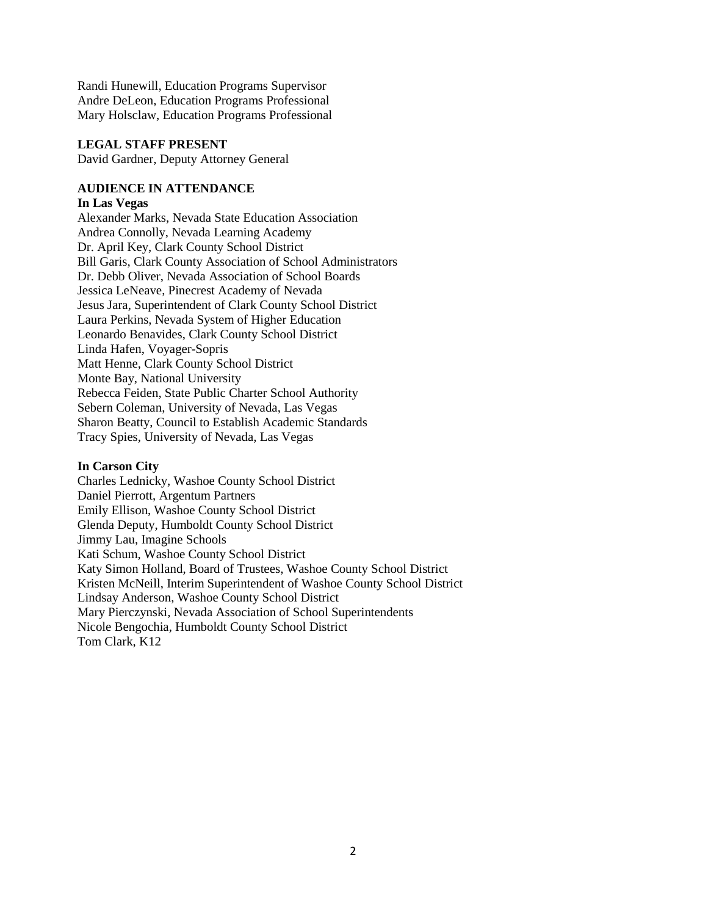Randi Hunewill, Education Programs Supervisor
Andre DeLeon, Education Programs Professional
Mary Holsclaw, Education Programs Professional

**LEGAL STAFF PRESENT**
David Gardner, Deputy Attorney General

**AUDIENCE IN ATTENDANCE**
**In Las Vegas**
Alexander Marks, Nevada State Education Association
Andrea Connolly, Nevada Learning Academy
Dr. April Key, Clark County School District
Bill Garis, Clark County Association of School Administrators
Dr. Debb Oliver, Nevada Association of School Boards
Jessica LeNeave, Pinecrest Academy of Nevada
Jesus Jara, Superintendent of Clark County School District
Laura Perkins, Nevada System of Higher Education
Leonardo Benavides, Clark County School District
Linda Hafen, Voyager-Sopris
Matt Henne, Clark County School District
Monte Bay, National University
Rebecca Feiden, State Public Charter School Authority
Sebern Coleman, University of Nevada, Las Vegas
Sharon Beatty, Council to Establish Academic Standards
Tracy Spies, University of Nevada, Las Vegas

**In Carson City**
Charles Lednicky, Washoe County School District
Daniel Pierrott, Argentum Partners
Emily Ellison, Washoe County School District
Glenda Deputy, Humboldt County School District
Jimmy Lau, Imagine Schools
Kati Schum, Washoe County School District
Katy Simon Holland, Board of Trustees, Washoe County School District
Kristen McNeill, Interim Superintendent of Washoe County School District
Lindsay Anderson, Washoe County School District
Mary Pierczynski, Nevada Association of School Superintendents
Nicole Bengochia, Humboldt County School District
Tom Clark, K12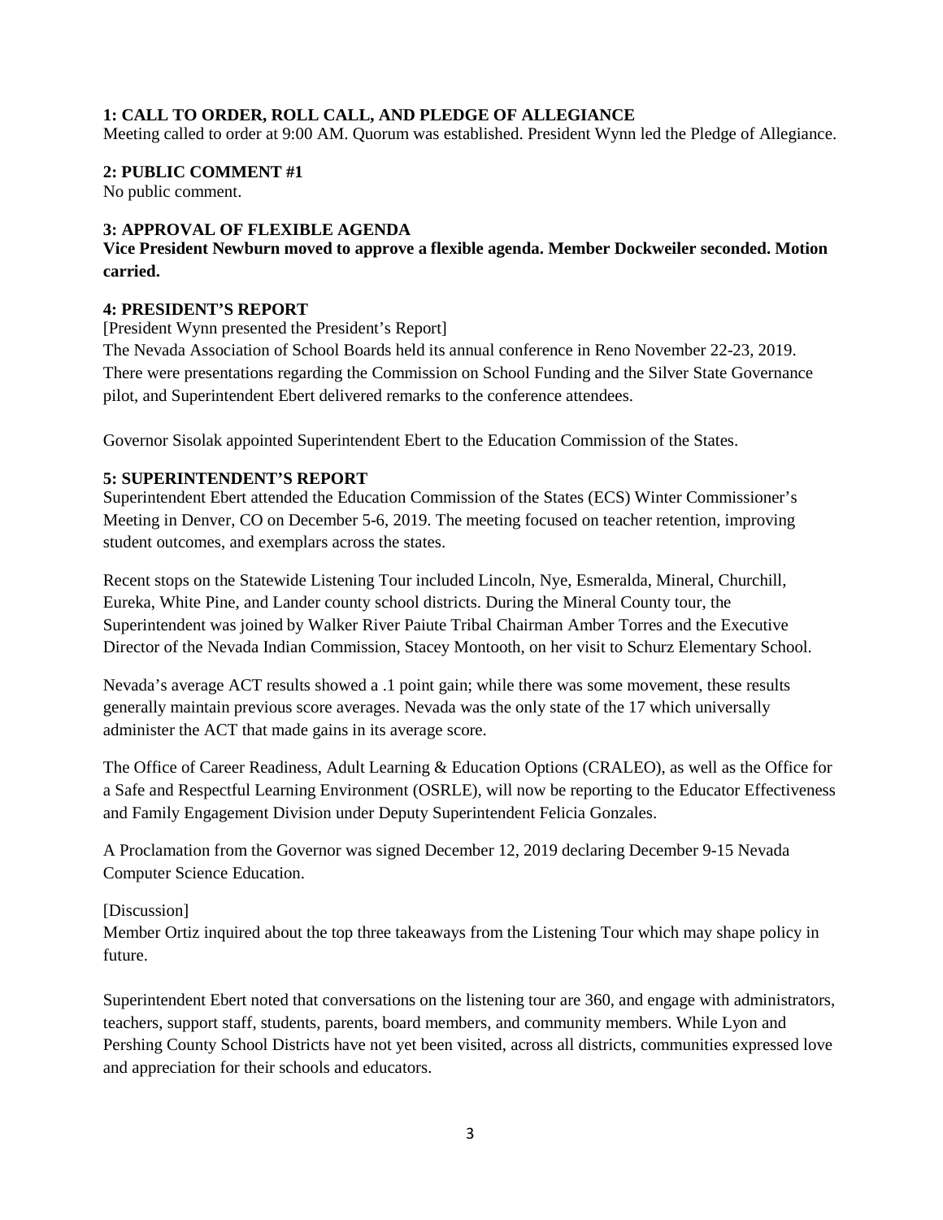**1: CALL TO ORDER, ROLL CALL, AND PLEDGE OF ALLEGIANCE**
Meeting called to order at 9:00 AM. Quorum was established. President Wynn led the Pledge of Allegiance.

**2: PUBLIC COMMENT #1**
No public comment.

**3: APPROVAL OF FLEXIBLE AGENDA**
**Vice President Newburn moved to approve a flexible agenda. Member Dockweiler seconded. Motion carried.**

**4: PRESIDENT'S REPORT**
[President Wynn presented the President's Report]
The Nevada Association of School Boards held its annual conference in Reno November 22-23, 2019. There were presentations regarding the Commission on School Funding and the Silver State Governance pilot, and Superintendent Ebert delivered remarks to the conference attendees.

Governor Sisolak appointed Superintendent Ebert to the Education Commission of the States.

**5: SUPERINTENDENT'S REPORT**
Superintendent Ebert attended the Education Commission of the States (ECS) Winter Commissioner's Meeting in Denver, CO on December 5-6, 2019. The meeting focused on teacher retention, improving student outcomes, and exemplars across the states.

Recent stops on the Statewide Listening Tour included Lincoln, Nye, Esmeralda, Mineral, Churchill, Eureka, White Pine, and Lander county school districts. During the Mineral County tour, the Superintendent was joined by Walker River Paiute Tribal Chairman Amber Torres and the Executive Director of the Nevada Indian Commission, Stacey Montooth, on her visit to Schurz Elementary School.

Nevada's average ACT results showed a .1 point gain; while there was some movement, these results generally maintain previous score averages. Nevada was the only state of the 17 which universally administer the ACT that made gains in its average score.

The Office of Career Readiness, Adult Learning & Education Options (CRALEO), as well as the Office for a Safe and Respectful Learning Environment (OSRLE), will now be reporting to the Educator Effectiveness and Family Engagement Division under Deputy Superintendent Felicia Gonzales.

A Proclamation from the Governor was signed December 12, 2019 declaring December 9-15 Nevada Computer Science Education.

[Discussion]
Member Ortiz inquired about the top three takeaways from the Listening Tour which may shape policy in future.

Superintendent Ebert noted that conversations on the listening tour are 360, and engage with administrators, teachers, support staff, students, parents, board members, and community members. While Lyon and Pershing County School Districts have not yet been visited, across all districts, communities expressed love and appreciation for their schools and educators.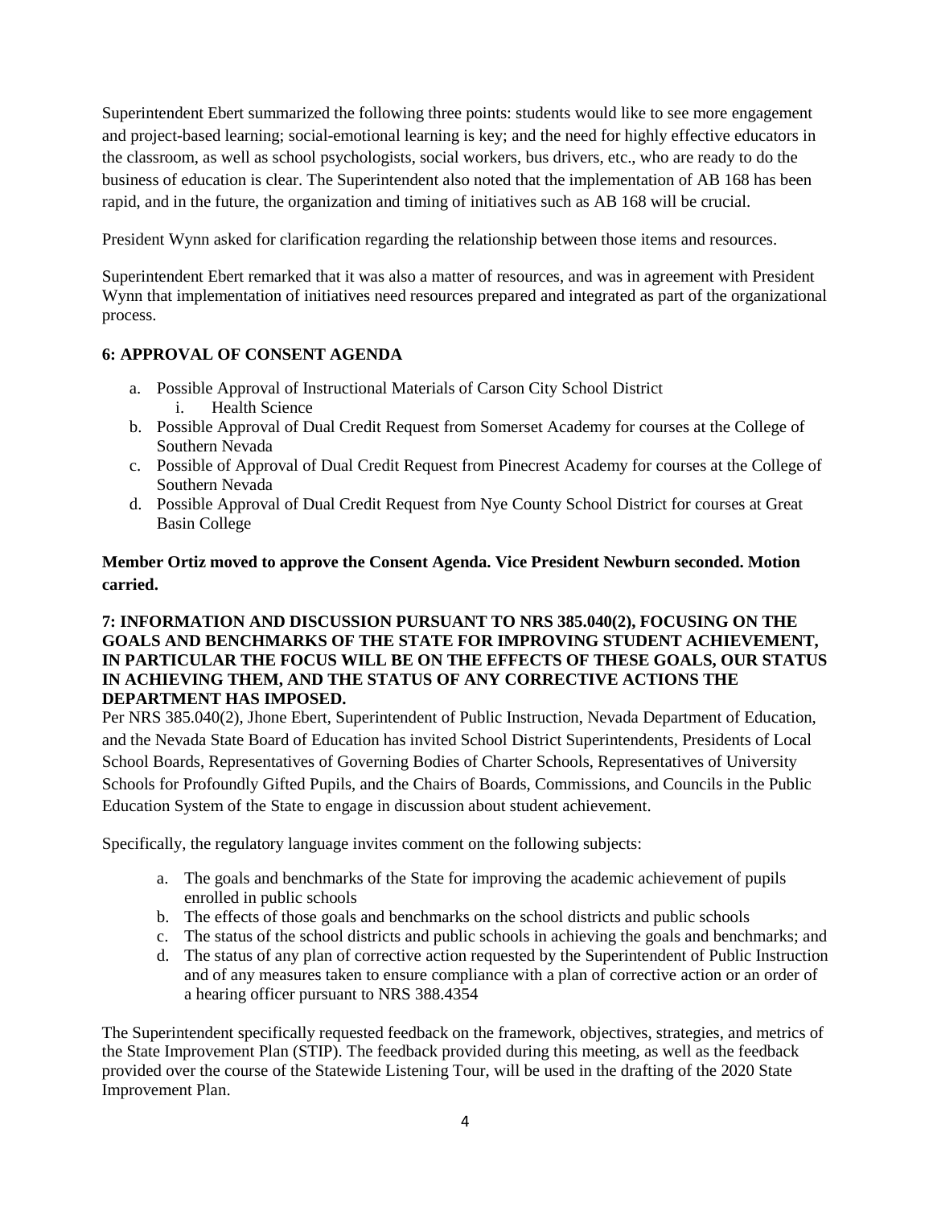Superintendent Ebert summarized the following three points: students would like to see more engagement and project-based learning; social-emotional learning is key; and the need for highly effective educators in the classroom, as well as school psychologists, social workers, bus drivers, etc., who are ready to do the business of education is clear. The Superintendent also noted that the implementation of AB 168 has been rapid, and in the future, the organization and timing of initiatives such as AB 168 will be crucial.

President Wynn asked for clarification regarding the relationship between those items and resources.

Superintendent Ebert remarked that it was also a matter of resources, and was in agreement with President Wynn that implementation of initiatives need resources prepared and integrated as part of the organizational process.

**6: APPROVAL OF CONSENT AGENDA**

a. Possible Approval of Instructional Materials of Carson City School District
    i. Health Science
b. Possible Approval of Dual Credit Request from Somerset Academy for courses at the College of Southern Nevada
c. Possible of Approval of Dual Credit Request from Pinecrest Academy for courses at the College of Southern Nevada
d. Possible Approval of Dual Credit Request from Nye County School District for courses at Great Basin College

**Member Ortiz moved to approve the Consent Agenda. Vice President Newburn seconded. Motion carried.**

**7: INFORMATION AND DISCUSSION PURSUANT TO NRS 385.040(2), FOCUSING ON THE GOALS AND BENCHMARKS OF THE STATE FOR IMPROVING STUDENT ACHIEVEMENT, IN PARTICULAR THE FOCUS WILL BE ON THE EFFECTS OF THESE GOALS, OUR STATUS IN ACHIEVING THEM, AND THE STATUS OF ANY CORRECTIVE ACTIONS THE DEPARTMENT HAS IMPOSED.**

Per NRS 385.040(2), Jhone Ebert, Superintendent of Public Instruction, Nevada Department of Education, and the Nevada State Board of Education has invited School District Superintendents, Presidents of Local School Boards, Representatives of Governing Bodies of Charter Schools, Representatives of University Schools for Profoundly Gifted Pupils, and the Chairs of Boards, Commissions, and Councils in the Public Education System of the State to engage in discussion about student achievement.

Specifically, the regulatory language invites comment on the following subjects:

a. The goals and benchmarks of the State for improving the academic achievement of pupils enrolled in public schools
b. The effects of those goals and benchmarks on the school districts and public schools
c. The status of the school districts and public schools in achieving the goals and benchmarks; and
d. The status of any plan of corrective action requested by the Superintendent of Public Instruction and of any measures taken to ensure compliance with a plan of corrective action or an order of a hearing officer pursuant to NRS 388.4354

The Superintendent specifically requested feedback on the framework, objectives, strategies, and metrics of the State Improvement Plan (STIP). The feedback provided during this meeting, as well as the feedback provided over the course of the Statewide Listening Tour, will be used in the drafting of the 2020 State Improvement Plan.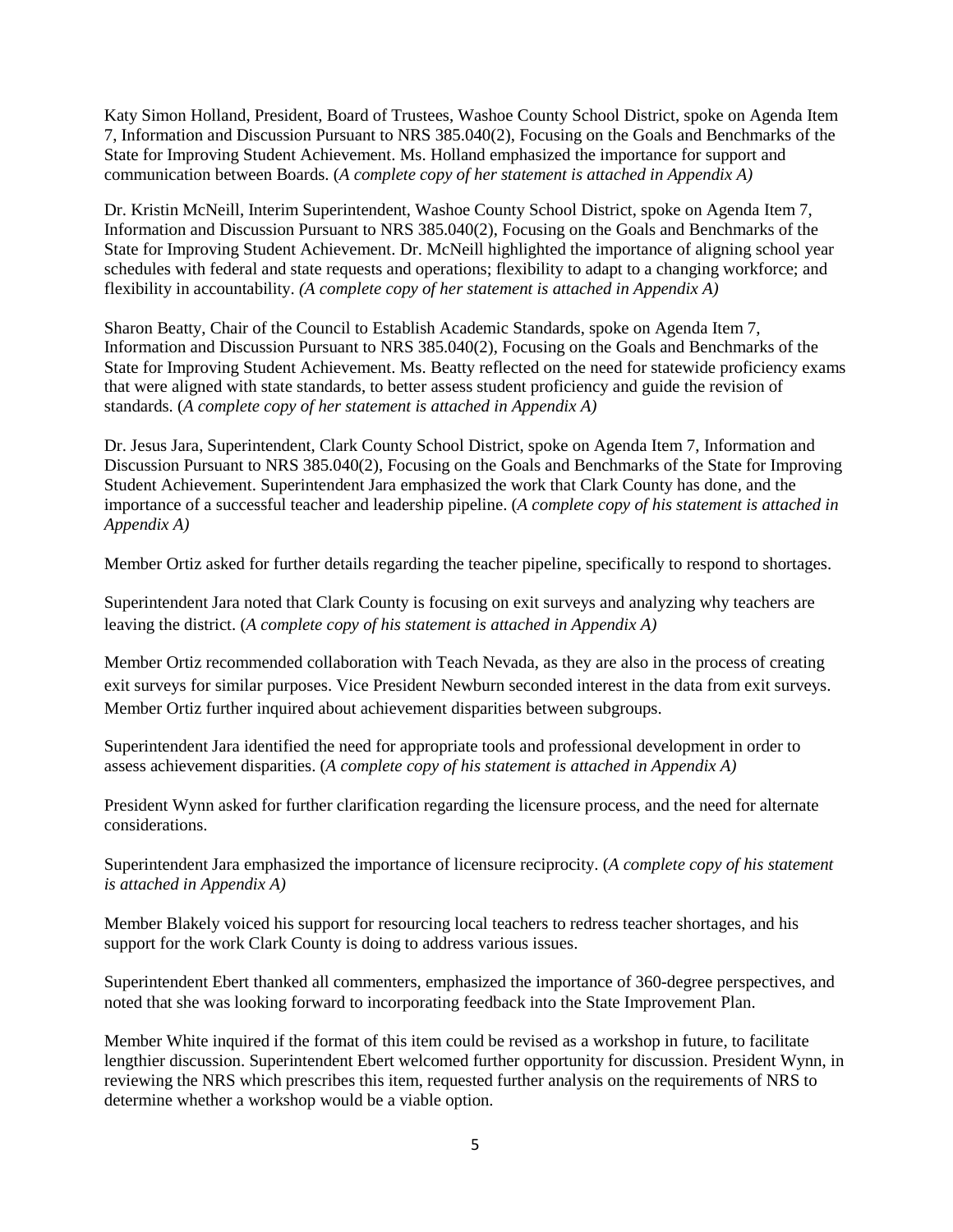Katy Simon Holland, President, Board of Trustees, Washoe County School District, spoke on Agenda Item 7, Information and Discussion Pursuant to NRS 385.040(2), Focusing on the Goals and Benchmarks of the State for Improving Student Achievement. Ms. Holland emphasized the importance for support and communication between Boards. (*A complete copy of her statement is attached in Appendix A)*

Dr. Kristin McNeill, Interim Superintendent, Washoe County School District, spoke on Agenda Item 7, Information and Discussion Pursuant to NRS 385.040(2), Focusing on the Goals and Benchmarks of the State for Improving Student Achievement. Dr. McNeill highlighted the importance of aligning school year schedules with federal and state requests and operations; flexibility to adapt to a changing workforce; and flexibility in accountability. *(A complete copy of her statement is attached in Appendix A)*

Sharon Beatty, Chair of the Council to Establish Academic Standards, spoke on Agenda Item 7, Information and Discussion Pursuant to NRS 385.040(2), Focusing on the Goals and Benchmarks of the State for Improving Student Achievement. Ms. Beatty reflected on the need for statewide proficiency exams that were aligned with state standards, to better assess student proficiency and guide the revision of standards. (*A complete copy of her statement is attached in Appendix A)*

Dr. Jesus Jara, Superintendent, Clark County School District, spoke on Agenda Item 7, Information and Discussion Pursuant to NRS 385.040(2), Focusing on the Goals and Benchmarks of the State for Improving Student Achievement. Superintendent Jara emphasized the work that Clark County has done, and the importance of a successful teacher and leadership pipeline. (*A complete copy of his statement is attached in Appendix A)*

Member Ortiz asked for further details regarding the teacher pipeline, specifically to respond to shortages.

Superintendent Jara noted that Clark County is focusing on exit surveys and analyzing why teachers are leaving the district. (*A complete copy of his statement is attached in Appendix A)*

Member Ortiz recommended collaboration with Teach Nevada, as they are also in the process of creating exit surveys for similar purposes. Vice President Newburn seconded interest in the data from exit surveys. Member Ortiz further inquired about achievement disparities between subgroups.

Superintendent Jara identified the need for appropriate tools and professional development in order to assess achievement disparities. (*A complete copy of his statement is attached in Appendix A)*

President Wynn asked for further clarification regarding the licensure process, and the need for alternate considerations.

Superintendent Jara emphasized the importance of licensure reciprocity. (*A complete copy of his statement is attached in Appendix A)*

Member Blakely voiced his support for resourcing local teachers to redress teacher shortages, and his support for the work Clark County is doing to address various issues.

Superintendent Ebert thanked all commenters, emphasized the importance of 360-degree perspectives, and noted that she was looking forward to incorporating feedback into the State Improvement Plan.

Member White inquired if the format of this item could be revised as a workshop in future, to facilitate lengthier discussion. Superintendent Ebert welcomed further opportunity for discussion. President Wynn, in reviewing the NRS which prescribes this item, requested further analysis on the requirements of NRS to determine whether a workshop would be a viable option.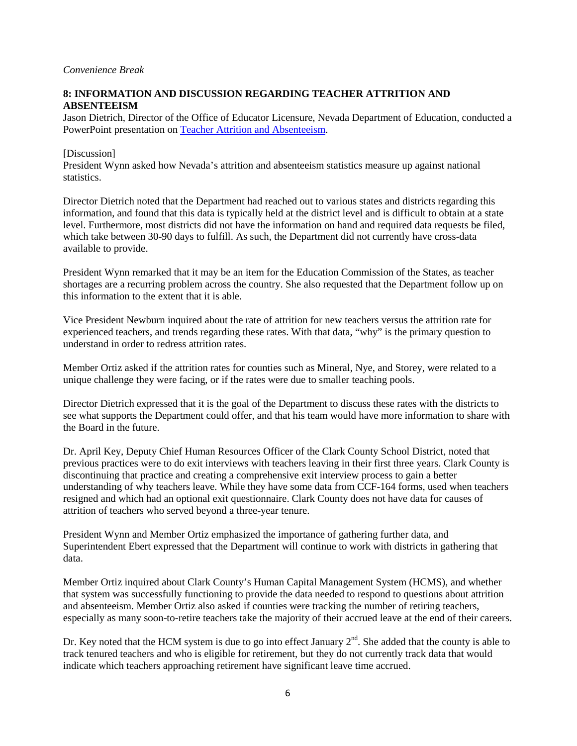*Convenience Break*

**8: INFORMATION AND DISCUSSION REGARDING TEACHER ATTRITION AND ABSENTEEISM**

Jason Dietrich, Director of the Office of Educator Licensure, Nevada Department of Education, conducted a PowerPoint presentation on [Teacher Attrition and Absenteeism](#).

[Discussion]

President Wynn asked how Nevada's attrition and absenteeism statistics measure up against national statistics.

Director Dietrich noted that the Department had reached out to various states and districts regarding this information, and found that this data is typically held at the district level and is difficult to obtain at a state level. Furthermore, most districts did not have the information on hand and required data requests be filed, which take between 30-90 days to fulfill. As such, the Department did not currently have cross-data available to provide.

President Wynn remarked that it may be an item for the Education Commission of the States, as teacher shortages are a recurring problem across the country. She also requested that the Department follow up on this information to the extent that it is able.

Vice President Newburn inquired about the rate of attrition for new teachers versus the attrition rate for experienced teachers, and trends regarding these rates. With that data, "why" is the primary question to understand in order to redress attrition rates.

Member Ortiz asked if the attrition rates for counties such as Mineral, Nye, and Storey, were related to a unique challenge they were facing, or if the rates were due to smaller teaching pools.

Director Dietrich expressed that it is the goal of the Department to discuss these rates with the districts to see what supports the Department could offer, and that his team would have more information to share with the Board in the future.

Dr. April Key, Deputy Chief Human Resources Officer of the Clark County School District, noted that previous practices were to do exit interviews with teachers leaving in their first three years. Clark County is discontinuing that practice and creating a comprehensive exit interview process to gain a better understanding of why teachers leave. While they have some data from CCF-164 forms, used when teachers resigned and which had an optional exit questionnaire. Clark County does not have data for causes of attrition of teachers who served beyond a three-year tenure.

President Wynn and Member Ortiz emphasized the importance of gathering further data, and Superintendent Ebert expressed that the Department will continue to work with districts in gathering that data.

Member Ortiz inquired about Clark County's Human Capital Management System (HCMS), and whether that system was successfully functioning to provide the data needed to respond to questions about attrition and absenteeism. Member Ortiz also asked if counties were tracking the number of retiring teachers, especially as many soon-to-retire teachers take the majority of their accrued leave at the end of their careers.

Dr. Key noted that the HCM system is due to go into effect January 2nd. She added that the county is able to track tenured teachers and who is eligible for retirement, but they do not currently track data that would indicate which teachers approaching retirement have significant leave time accrued.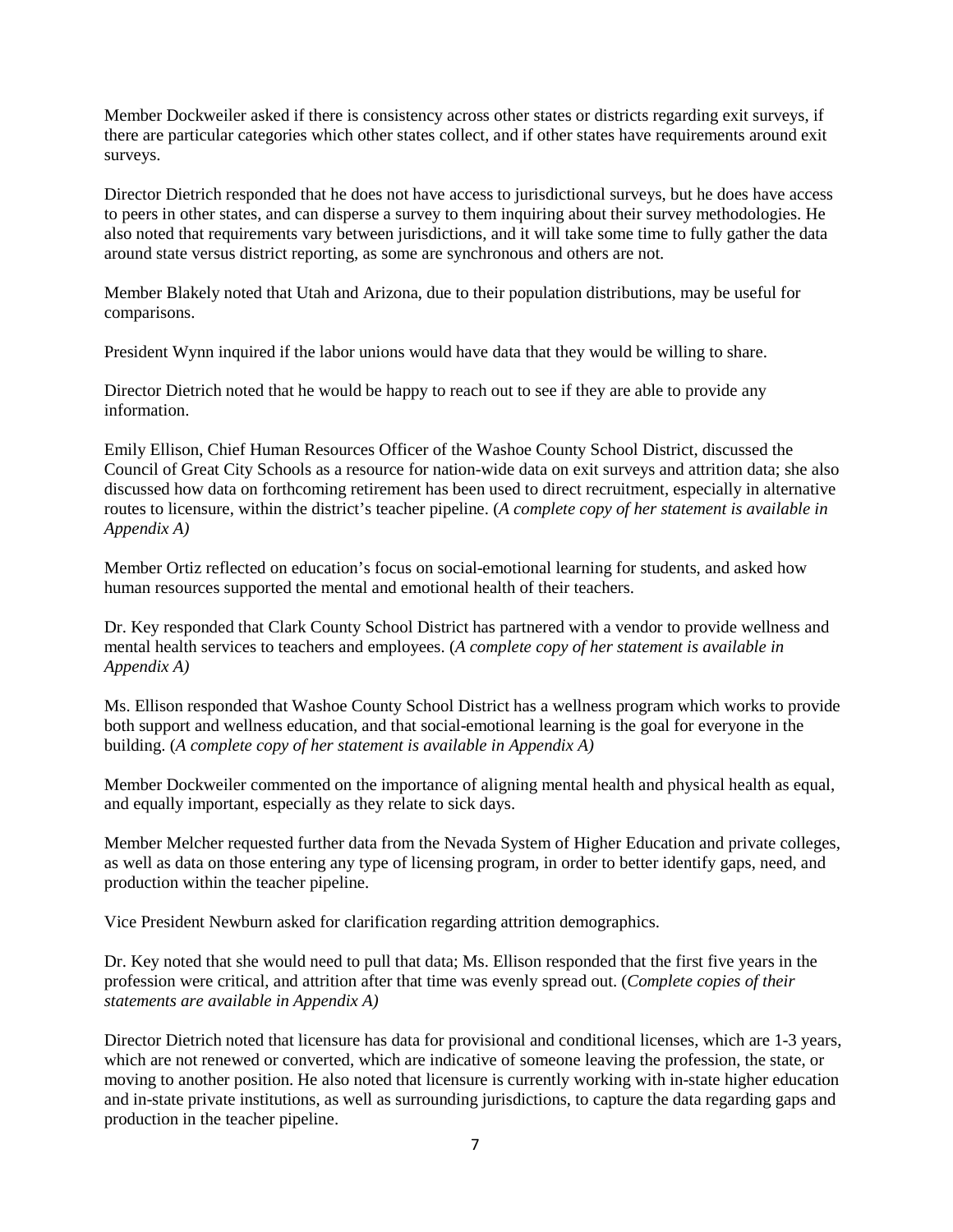Member Dockweiler asked if there is consistency across other states or districts regarding exit surveys, if there are particular categories which other states collect, and if other states have requirements around exit surveys.

Director Dietrich responded that he does not have access to jurisdictional surveys, but he does have access to peers in other states, and can disperse a survey to them inquiring about their survey methodologies. He also noted that requirements vary between jurisdictions, and it will take some time to fully gather the data around state versus district reporting, as some are synchronous and others are not.

Member Blakely noted that Utah and Arizona, due to their population distributions, may be useful for comparisons.

President Wynn inquired if the labor unions would have data that they would be willing to share.

Director Dietrich noted that he would be happy to reach out to see if they are able to provide any information.

Emily Ellison, Chief Human Resources Officer of the Washoe County School District, discussed the Council of Great City Schools as a resource for nation-wide data on exit surveys and attrition data; she also discussed how data on forthcoming retirement has been used to direct recruitment, especially in alternative routes to licensure, within the district's teacher pipeline. (*A complete copy of her statement is available in Appendix A)*

Member Ortiz reflected on education's focus on social-emotional learning for students, and asked how human resources supported the mental and emotional health of their teachers.

Dr. Key responded that Clark County School District has partnered with a vendor to provide wellness and mental health services to teachers and employees. (*A complete copy of her statement is available in Appendix A)*

Ms. Ellison responded that Washoe County School District has a wellness program which works to provide both support and wellness education, and that social-emotional learning is the goal for everyone in the building. (*A complete copy of her statement is available in Appendix A)*

Member Dockweiler commented on the importance of aligning mental health and physical health as equal, and equally important, especially as they relate to sick days.

Member Melcher requested further data from the Nevada System of Higher Education and private colleges, as well as data on those entering any type of licensing program, in order to better identify gaps, need, and production within the teacher pipeline.

Vice President Newburn asked for clarification regarding attrition demographics.

Dr. Key noted that she would need to pull that data; Ms. Ellison responded that the first five years in the profession were critical, and attrition after that time was evenly spread out. (*Complete copies of their statements are available in Appendix A)*

Director Dietrich noted that licensure has data for provisional and conditional licenses, which are 1-3 years, which are not renewed or converted, which are indicative of someone leaving the profession, the state, or moving to another position. He also noted that licensure is currently working with in-state higher education and in-state private institutions, as well as surrounding jurisdictions, to capture the data regarding gaps and production in the teacher pipeline.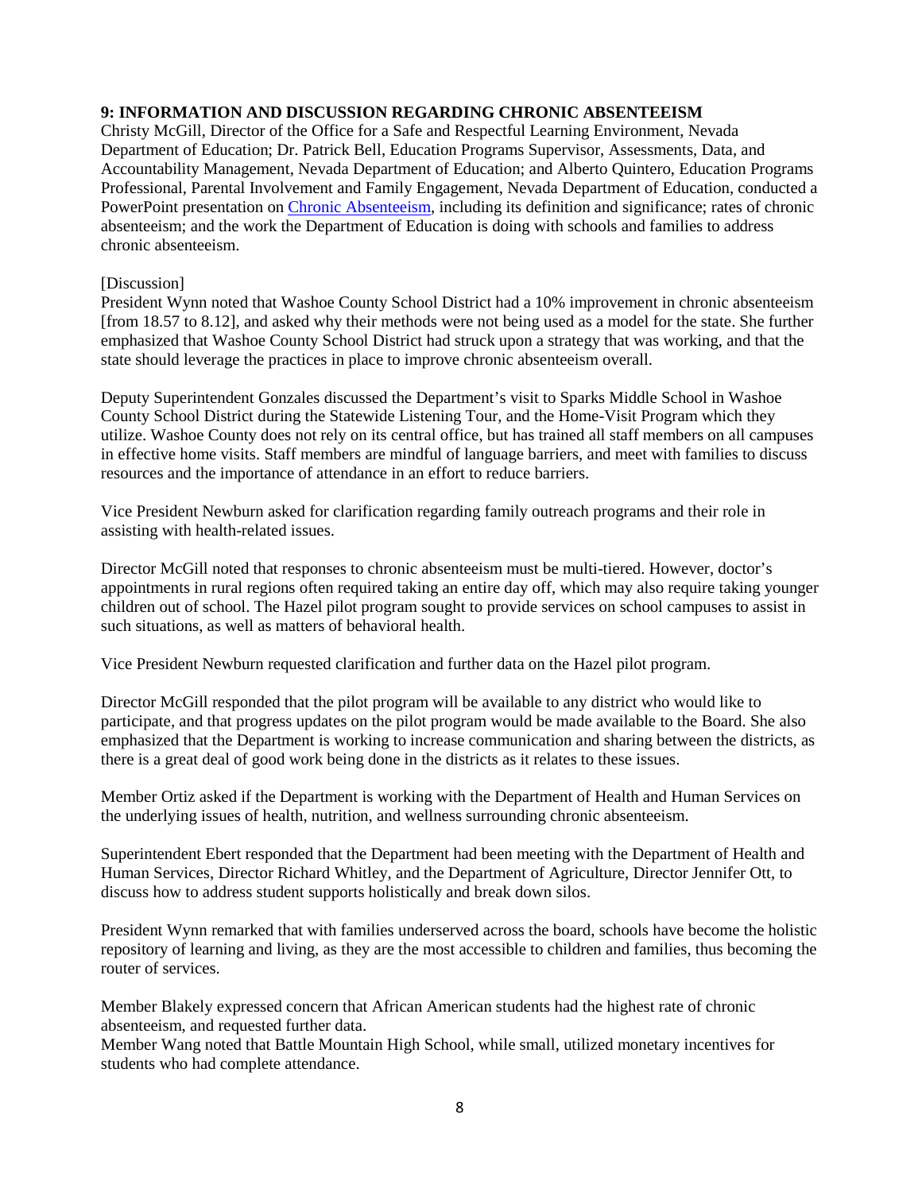**9: INFORMATION AND DISCUSSION REGARDING CHRONIC ABSENTEEISM**

Christy McGill, Director of the Office for a Safe and Respectful Learning Environment, Nevada Department of Education; Dr. Patrick Bell, Education Programs Supervisor, Assessments, Data, and Accountability Management, Nevada Department of Education; and Alberto Quintero, Education Programs Professional, Parental Involvement and Family Engagement, Nevada Department of Education, conducted a PowerPoint presentation on Chronic Absenteeism, including its definition and significance; rates of chronic absenteeism; and the work the Department of Education is doing with schools and families to address chronic absenteeism.

[Discussion]

President Wynn noted that Washoe County School District had a 10% improvement in chronic absenteeism [from 18.57 to 8.12], and asked why their methods were not being used as a model for the state. She further emphasized that Washoe County School District had struck upon a strategy that was working, and that the state should leverage the practices in place to improve chronic absenteeism overall.

Deputy Superintendent Gonzales discussed the Department's visit to Sparks Middle School in Washoe County School District during the Statewide Listening Tour, and the Home-Visit Program which they utilize. Washoe County does not rely on its central office, but has trained all staff members on all campuses in effective home visits. Staff members are mindful of language barriers, and meet with families to discuss resources and the importance of attendance in an effort to reduce barriers.

Vice President Newburn asked for clarification regarding family outreach programs and their role in assisting with health-related issues.

Director McGill noted that responses to chronic absenteeism must be multi-tiered. However, doctor's appointments in rural regions often required taking an entire day off, which may also require taking younger children out of school. The Hazel pilot program sought to provide services on school campuses to assist in such situations, as well as matters of behavioral health.

Vice President Newburn requested clarification and further data on the Hazel pilot program.

Director McGill responded that the pilot program will be available to any district who would like to participate, and that progress updates on the pilot program would be made available to the Board. She also emphasized that the Department is working to increase communication and sharing between the districts, as there is a great deal of good work being done in the districts as it relates to these issues.

Member Ortiz asked if the Department is working with the Department of Health and Human Services on the underlying issues of health, nutrition, and wellness surrounding chronic absenteeism.

Superintendent Ebert responded that the Department had been meeting with the Department of Health and Human Services, Director Richard Whitley, and the Department of Agriculture, Director Jennifer Ott, to discuss how to address student supports holistically and break down silos.

President Wynn remarked that with families underserved across the board, schools have become the holistic repository of learning and living, as they are the most accessible to children and families, thus becoming the router of services.

Member Blakely expressed concern that African American students had the highest rate of chronic absenteeism, and requested further data.

Member Wang noted that Battle Mountain High School, while small, utilized monetary incentives for students who had complete attendance.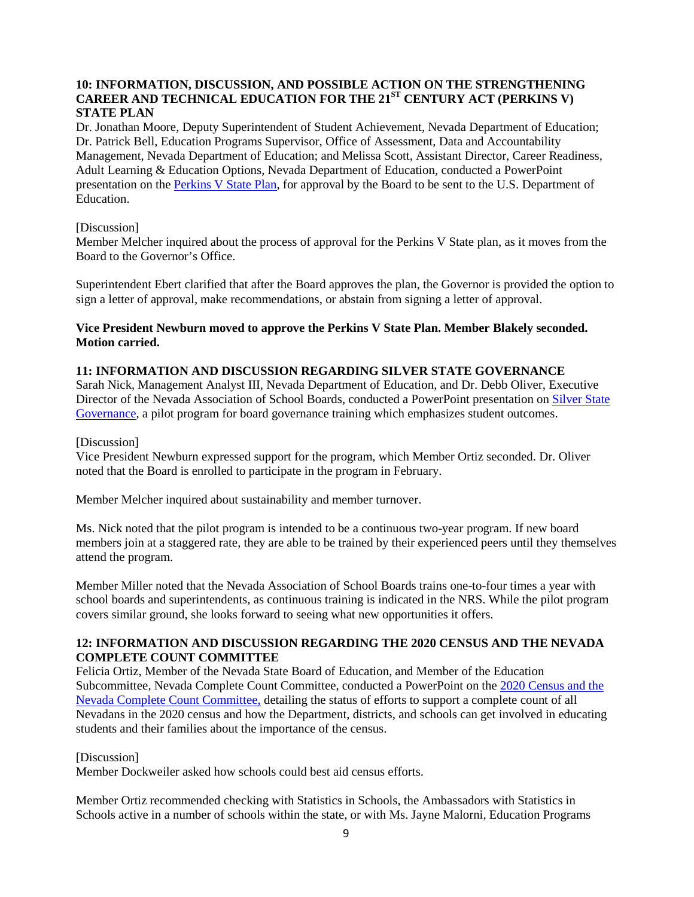**10: INFORMATION, DISCUSSION, AND POSSIBLE ACTION ON THE STRENGTHENING CAREER AND TECHNICAL EDUCATION FOR THE 21ST CENTURY ACT (PERKINS V) STATE PLAN**

Dr. Jonathan Moore, Deputy Superintendent of Student Achievement, Nevada Department of Education; Dr. Patrick Bell, Education Programs Supervisor, Office of Assessment, Data and Accountability Management, Nevada Department of Education; and Melissa Scott, Assistant Director, Career Readiness, Adult Learning & Education Options, Nevada Department of Education, conducted a PowerPoint presentation on the Perkins V State Plan, for approval by the Board to be sent to the U.S. Department of Education.

[Discussion]

Member Melcher inquired about the process of approval for the Perkins V State plan, as it moves from the Board to the Governor's Office.

Superintendent Ebert clarified that after the Board approves the plan, the Governor is provided the option to sign a letter of approval, make recommendations, or abstain from signing a letter of approval.

**Vice President Newburn moved to approve the Perkins V State Plan. Member Blakely seconded. Motion carried.**

**11: INFORMATION AND DISCUSSION REGARDING SILVER STATE GOVERNANCE**

Sarah Nick, Management Analyst III, Nevada Department of Education, and Dr. Debb Oliver, Executive Director of the Nevada Association of School Boards, conducted a PowerPoint presentation on Silver State Governance, a pilot program for board governance training which emphasizes student outcomes.

[Discussion]

Vice President Newburn expressed support for the program, which Member Ortiz seconded. Dr. Oliver noted that the Board is enrolled to participate in the program in February.

Member Melcher inquired about sustainability and member turnover.

Ms. Nick noted that the pilot program is intended to be a continuous two-year program. If new board members join at a staggered rate, they are able to be trained by their experienced peers until they themselves attend the program.

Member Miller noted that the Nevada Association of School Boards trains one-to-four times a year with school boards and superintendents, as continuous training is indicated in the NRS. While the pilot program covers similar ground, she looks forward to seeing what new opportunities it offers.

**12: INFORMATION AND DISCUSSION REGARDING THE 2020 CENSUS AND THE NEVADA COMPLETE COUNT COMMITTEE**

Felicia Ortiz, Member of the Nevada State Board of Education, and Member of the Education Subcommittee, Nevada Complete Count Committee, conducted a PowerPoint on the 2020 Census and the Nevada Complete Count Committee, detailing the status of efforts to support a complete count of all Nevadans in the 2020 census and how the Department, districts, and schools can get involved in educating students and their families about the importance of the census.

[Discussion]

Member Dockweiler asked how schools could best aid census efforts.

Member Ortiz recommended checking with Statistics in Schools, the Ambassadors with Statistics in Schools active in a number of schools within the state, or with Ms. Jayne Malorni, Education Programs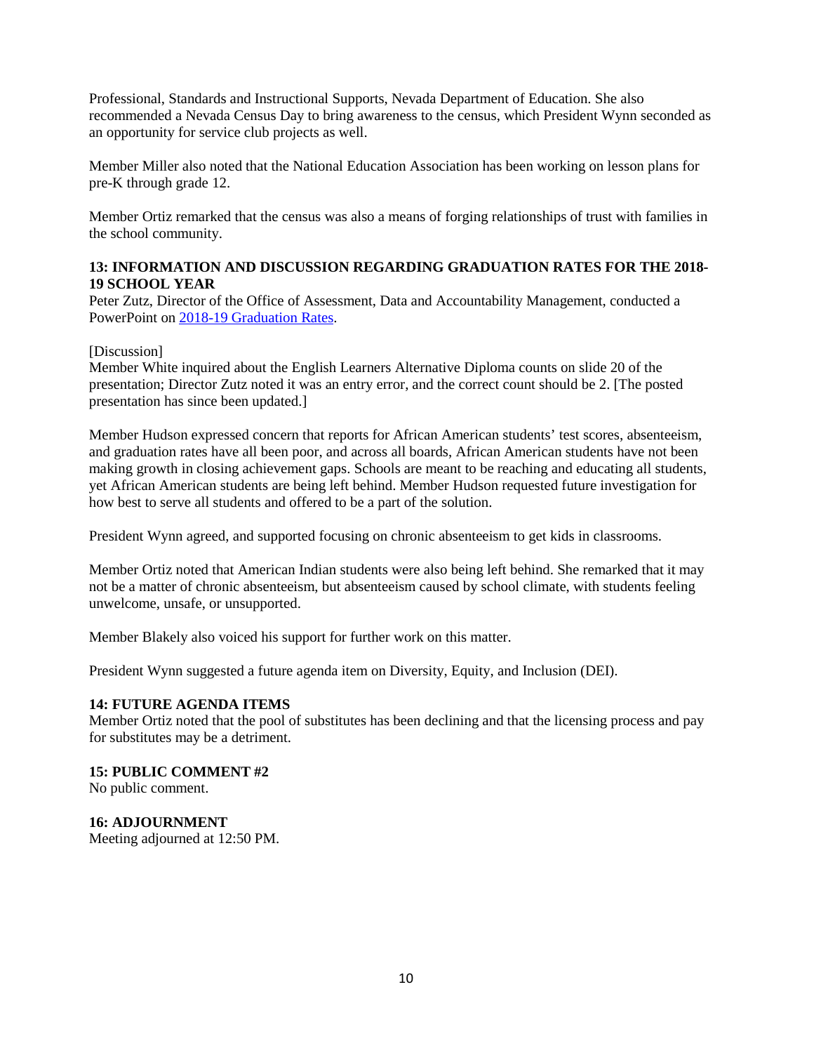Professional, Standards and Instructional Supports, Nevada Department of Education. She also recommended a Nevada Census Day to bring awareness to the census, which President Wynn seconded as an opportunity for service club projects as well.

Member Miller also noted that the National Education Association has been working on lesson plans for pre-K through grade 12.

Member Ortiz remarked that the census was also a means of forging relationships of trust with families in the school community.

**13: INFORMATION AND DISCUSSION REGARDING GRADUATION RATES FOR THE 2018-19 SCHOOL YEAR**

Peter Zutz, Director of the Office of Assessment, Data and Accountability Management, conducted a PowerPoint on [2018-19 Graduation Rates](#).

[Discussion]

Member White inquired about the English Learners Alternative Diploma counts on slide 20 of the presentation; Director Zutz noted it was an entry error, and the correct count should be 2. [The posted presentation has since been updated.]

Member Hudson expressed concern that reports for African American students' test scores, absenteeism, and graduation rates have all been poor, and across all boards, African American students have not been making growth in closing achievement gaps. Schools are meant to be reaching and educating all students, yet African American students are being left behind. Member Hudson requested future investigation for how best to serve all students and offered to be a part of the solution.

President Wynn agreed, and supported focusing on chronic absenteeism to get kids in classrooms.

Member Ortiz noted that American Indian students were also being left behind. She remarked that it may not be a matter of chronic absenteeism, but absenteeism caused by school climate, with students feeling unwelcome, unsafe, or unsupported.

Member Blakely also voiced his support for further work on this matter.

President Wynn suggested a future agenda item on Diversity, Equity, and Inclusion (DEI).

**14: FUTURE AGENDA ITEMS**

Member Ortiz noted that the pool of substitutes has been declining and that the licensing process and pay for substitutes may be a detriment.

**15: PUBLIC COMMENT #2**

No public comment.

**16: ADJOURNMENT**

Meeting adjourned at 12:50 PM.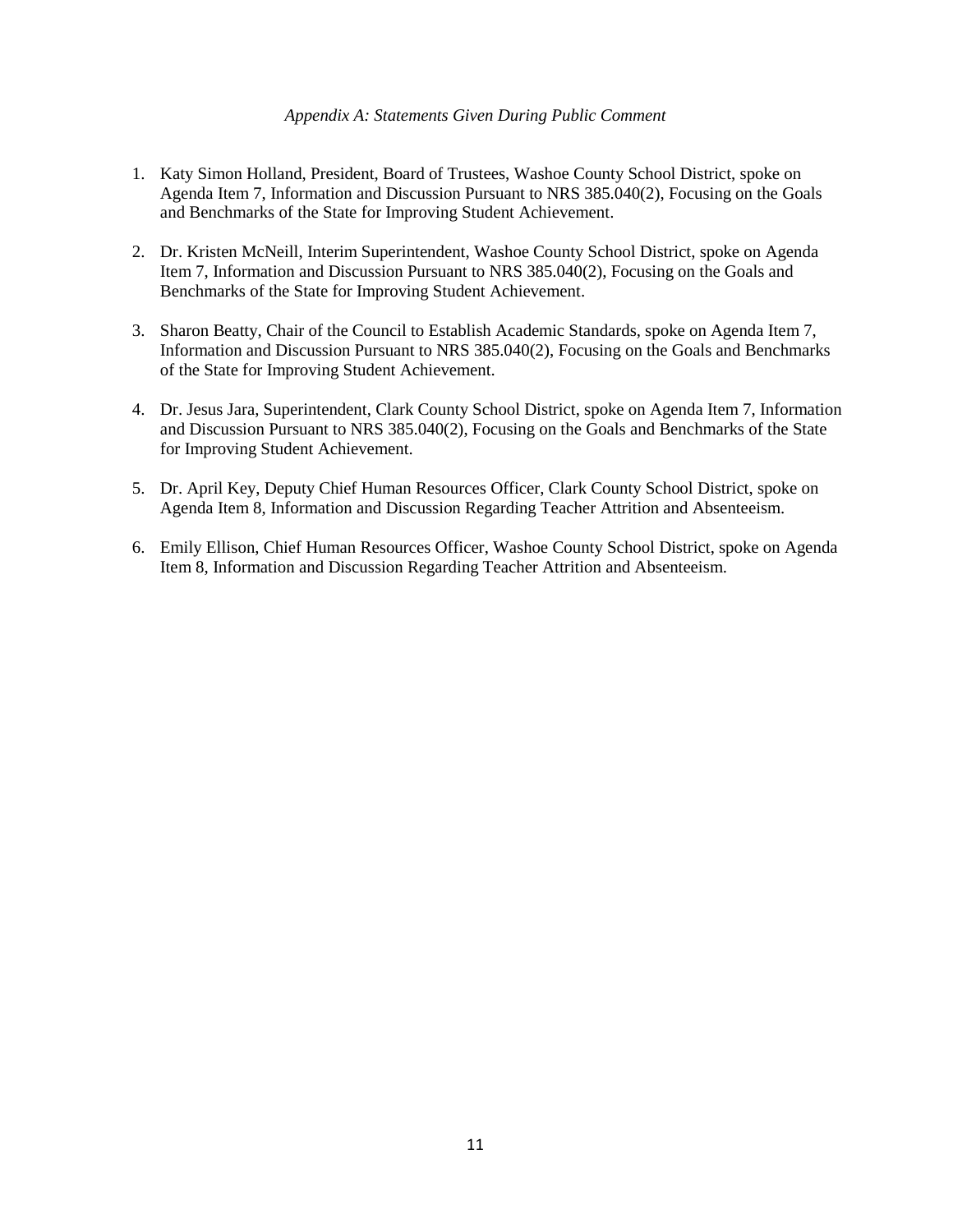*Appendix A: Statements Given During Public Comment*

1. Katy Simon Holland, President, Board of Trustees, Washoe County School District, spoke on Agenda Item 7, Information and Discussion Pursuant to NRS 385.040(2), Focusing on the Goals and Benchmarks of the State for Improving Student Achievement.

2. Dr. Kristen McNeill, Interim Superintendent, Washoe County School District, spoke on Agenda Item 7, Information and Discussion Pursuant to NRS 385.040(2), Focusing on the Goals and Benchmarks of the State for Improving Student Achievement.

3. Sharon Beatty, Chair of the Council to Establish Academic Standards, spoke on Agenda Item 7, Information and Discussion Pursuant to NRS 385.040(2), Focusing on the Goals and Benchmarks of the State for Improving Student Achievement.

4. Dr. Jesus Jara, Superintendent, Clark County School District, spoke on Agenda Item 7, Information and Discussion Pursuant to NRS 385.040(2), Focusing on the Goals and Benchmarks of the State for Improving Student Achievement.

5. Dr. April Key, Deputy Chief Human Resources Officer, Clark County School District, spoke on Agenda Item 8, Information and Discussion Regarding Teacher Attrition and Absenteeism.

6. Emily Ellison, Chief Human Resources Officer, Washoe County School District, spoke on Agenda Item 8, Information and Discussion Regarding Teacher Attrition and Absenteeism.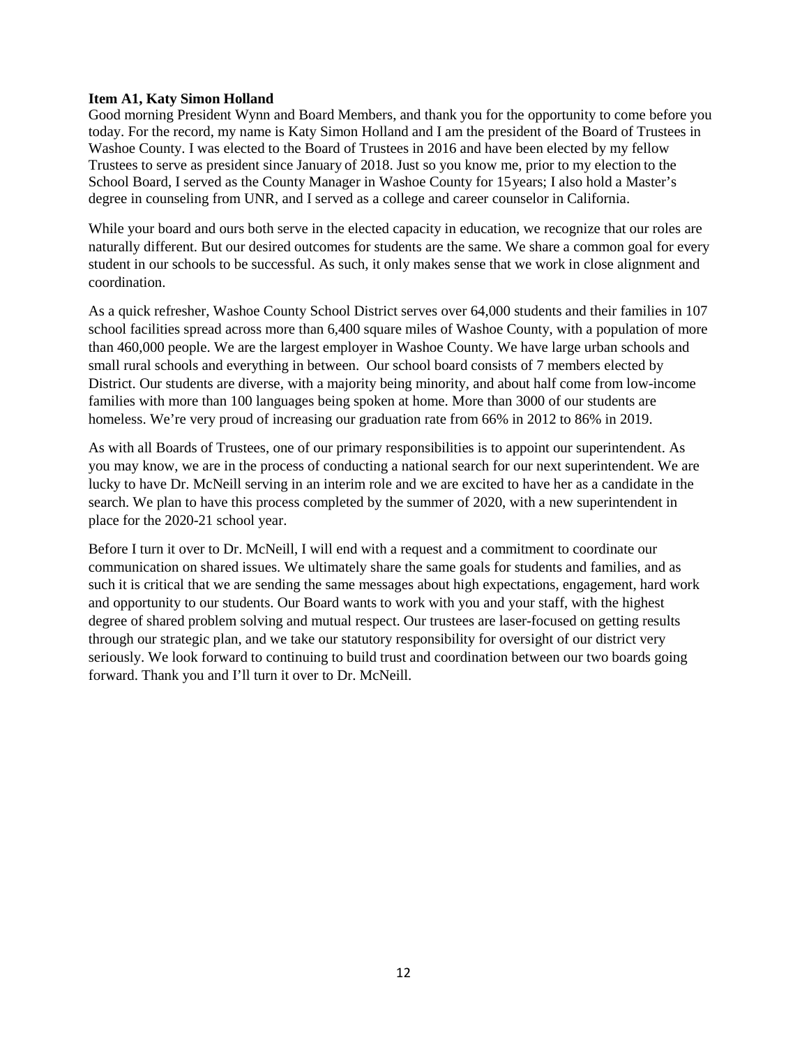**Item A1, Katy Simon Holland**

Good morning President Wynn and Board Members, and thank you for the opportunity to come before you today. For the record, my name is Katy Simon Holland and I am the president of the Board of Trustees in Washoe County. I was elected to the Board of Trustees in 2016 and have been elected by my fellow Trustees to serve as president since January of 2018. Just so you know me, prior to my election to the School Board, I served as the County Manager in Washoe County for 15 years; I also hold a Master's degree in counseling from UNR, and I served as a college and career counselor in California.

While your board and ours both serve in the elected capacity in education, we recognize that our roles are naturally different. But our desired outcomes for students are the same. We share a common goal for every student in our schools to be successful. As such, it only makes sense that we work in close alignment and coordination.

As a quick refresher, Washoe County School District serves over 64,000 students and their families in 107 school facilities spread across more than 6,400 square miles of Washoe County, with a population of more than 460,000 people. We are the largest employer in Washoe County. We have large urban schools and small rural schools and everything in between. Our school board consists of 7 members elected by District. Our students are diverse, with a majority being minority, and about half come from low-income families with more than 100 languages being spoken at home. More than 3000 of our students are homeless. We're very proud of increasing our graduation rate from 66% in 2012 to 86% in 2019.

As with all Boards of Trustees, one of our primary responsibilities is to appoint our superintendent. As you may know, we are in the process of conducting a national search for our next superintendent. We are lucky to have Dr. McNeill serving in an interim role and we are excited to have her as a candidate in the search. We plan to have this process completed by the summer of 2020, with a new superintendent in place for the 2020-21 school year.

Before I turn it over to Dr. McNeill, I will end with a request and a commitment to coordinate our communication on shared issues. We ultimately share the same goals for students and families, and as such it is critical that we are sending the same messages about high expectations, engagement, hard work and opportunity to our students. Our Board wants to work with you and your staff, with the highest degree of shared problem solving and mutual respect. Our trustees are laser-focused on getting results through our strategic plan, and we take our statutory responsibility for oversight of our district very seriously. We look forward to continuing to build trust and coordination between our two boards going forward. Thank you and I'll turn it over to Dr. McNeill.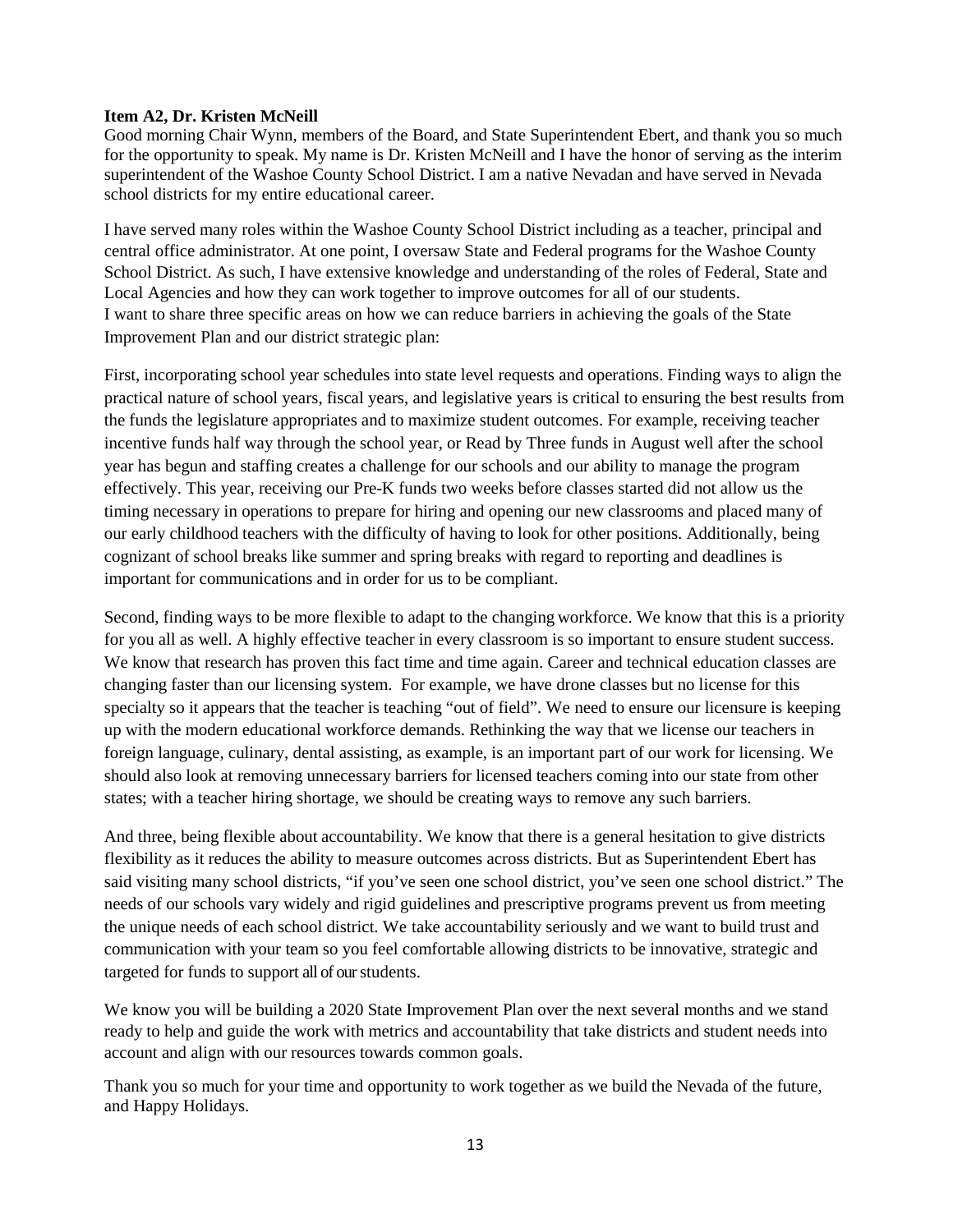**Item A2, Dr. Kristen McNeill**

Good morning Chair Wynn, members of the Board, and State Superintendent Ebert, and thank you so much for the opportunity to speak. My name is Dr. Kristen McNeill and I have the honor of serving as the interim superintendent of the Washoe County School District. I am a native Nevadan and have served in Nevada school districts for my entire educational career.

I have served many roles within the Washoe County School District including as a teacher, principal and central office administrator. At one point, I oversaw State and Federal programs for the Washoe County School District. As such, I have extensive knowledge and understanding of the roles of Federal, State and Local Agencies and how they can work together to improve outcomes for all of our students.
I want to share three specific areas on how we can reduce barriers in achieving the goals of the State Improvement Plan and our district strategic plan:

First, incorporating school year schedules into state level requests and operations. Finding ways to align the practical nature of school years, fiscal years, and legislative years is critical to ensuring the best results from the funds the legislature appropriates and to maximize student outcomes. For example, receiving teacher incentive funds half way through the school year, or Read by Three funds in August well after the school year has begun and staffing creates a challenge for our schools and our ability to manage the program effectively. This year, receiving our Pre-K funds two weeks before classes started did not allow us the timing necessary in operations to prepare for hiring and opening our new classrooms and placed many of our early childhood teachers with the difficulty of having to look for other positions. Additionally, being cognizant of school breaks like summer and spring breaks with regard to reporting and deadlines is important for communications and in order for us to be compliant.

Second, finding ways to be more flexible to adapt to the changing workforce. We know that this is a priority for you all as well. A highly effective teacher in every classroom is so important to ensure student success. We know that research has proven this fact time and time again. Career and technical education classes are changing faster than our licensing system. For example, we have drone classes but no license for this specialty so it appears that the teacher is teaching "out of field". We need to ensure our licensure is keeping up with the modern educational workforce demands. Rethinking the way that we license our teachers in foreign language, culinary, dental assisting, as example, is an important part of our work for licensing. We should also look at removing unnecessary barriers for licensed teachers coming into our state from other states; with a teacher hiring shortage, we should be creating ways to remove any such barriers.

And three, being flexible about accountability. We know that there is a general hesitation to give districts flexibility as it reduces the ability to measure outcomes across districts. But as Superintendent Ebert has said visiting many school districts, "if you've seen one school district, you've seen one school district." The needs of our schools vary widely and rigid guidelines and prescriptive programs prevent us from meeting the unique needs of each school district. We take accountability seriously and we want to build trust and communication with your team so you feel comfortable allowing districts to be innovative, strategic and targeted for funds to support all of our students.

We know you will be building a 2020 State Improvement Plan over the next several months and we stand ready to help and guide the work with metrics and accountability that take districts and student needs into account and align with our resources towards common goals.

Thank you so much for your time and opportunity to work together as we build the Nevada of the future, and Happy Holidays.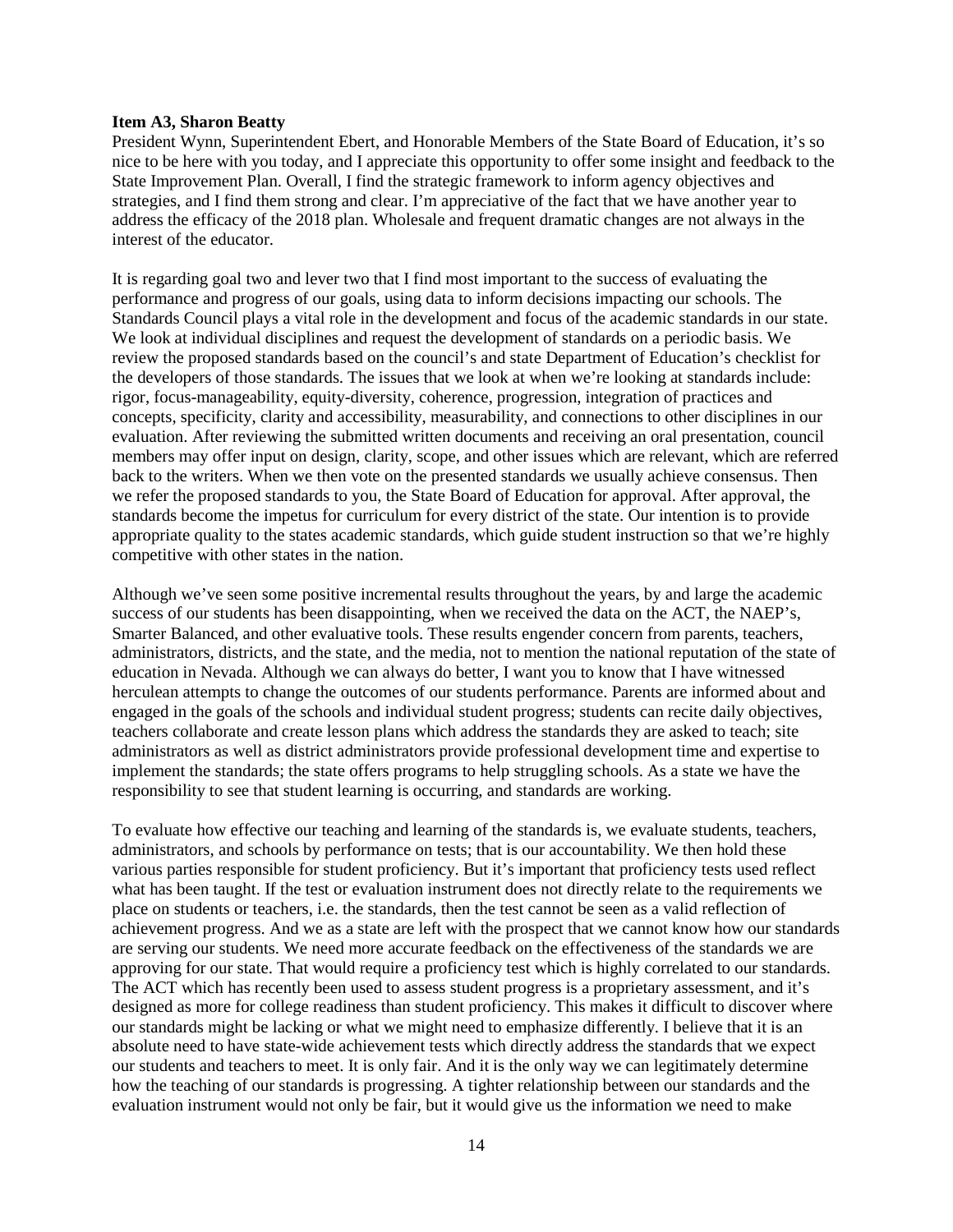**Item A3, Sharon Beatty**

President Wynn, Superintendent Ebert, and Honorable Members of the State Board of Education, it's so nice to be here with you today, and I appreciate this opportunity to offer some insight and feedback to the State Improvement Plan. Overall, I find the strategic framework to inform agency objectives and strategies, and I find them strong and clear. I'm appreciative of the fact that we have another year to address the efficacy of the 2018 plan. Wholesale and frequent dramatic changes are not always in the interest of the educator.

It is regarding goal two and lever two that I find most important to the success of evaluating the performance and progress of our goals, using data to inform decisions impacting our schools. The Standards Council plays a vital role in the development and focus of the academic standards in our state. We look at individual disciplines and request the development of standards on a periodic basis. We review the proposed standards based on the council's and state Department of Education's checklist for the developers of those standards. The issues that we look at when we're looking at standards include: rigor, focus-manageability, equity-diversity, coherence, progression, integration of practices and concepts, specificity, clarity and accessibility, measurability, and connections to other disciplines in our evaluation. After reviewing the submitted written documents and receiving an oral presentation, council members may offer input on design, clarity, scope, and other issues which are relevant, which are referred back to the writers. When we then vote on the presented standards we usually achieve consensus. Then we refer the proposed standards to you, the State Board of Education for approval. After approval, the standards become the impetus for curriculum for every district of the state. Our intention is to provide appropriate quality to the states academic standards, which guide student instruction so that we're highly competitive with other states in the nation.

Although we've seen some positive incremental results throughout the years, by and large the academic success of our students has been disappointing, when we received the data on the ACT, the NAEP's, Smarter Balanced, and other evaluative tools. These results engender concern from parents, teachers, administrators, districts, and the state, and the media, not to mention the national reputation of the state of education in Nevada. Although we can always do better, I want you to know that I have witnessed herculean attempts to change the outcomes of our students performance. Parents are informed about and engaged in the goals of the schools and individual student progress; students can recite daily objectives, teachers collaborate and create lesson plans which address the standards they are asked to teach; site administrators as well as district administrators provide professional development time and expertise to implement the standards; the state offers programs to help struggling schools. As a state we have the responsibility to see that student learning is occurring, and standards are working.

To evaluate how effective our teaching and learning of the standards is, we evaluate students, teachers, administrators, and schools by performance on tests; that is our accountability. We then hold these various parties responsible for student proficiency. But it's important that proficiency tests used reflect what has been taught. If the test or evaluation instrument does not directly relate to the requirements we place on students or teachers, i.e. the standards, then the test cannot be seen as a valid reflection of achievement progress. And we as a state are left with the prospect that we cannot know how our standards are serving our students. We need more accurate feedback on the effectiveness of the standards we are approving for our state. That would require a proficiency test which is highly correlated to our standards. The ACT which has recently been used to assess student progress is a proprietary assessment, and it's designed as more for college readiness than student proficiency. This makes it difficult to discover where our standards might be lacking or what we might need to emphasize differently. I believe that it is an absolute need to have state-wide achievement tests which directly address the standards that we expect our students and teachers to meet. It is only fair. And it is the only way we can legitimately determine how the teaching of our standards is progressing. A tighter relationship between our standards and the evaluation instrument would not only be fair, but it would give us the information we need to make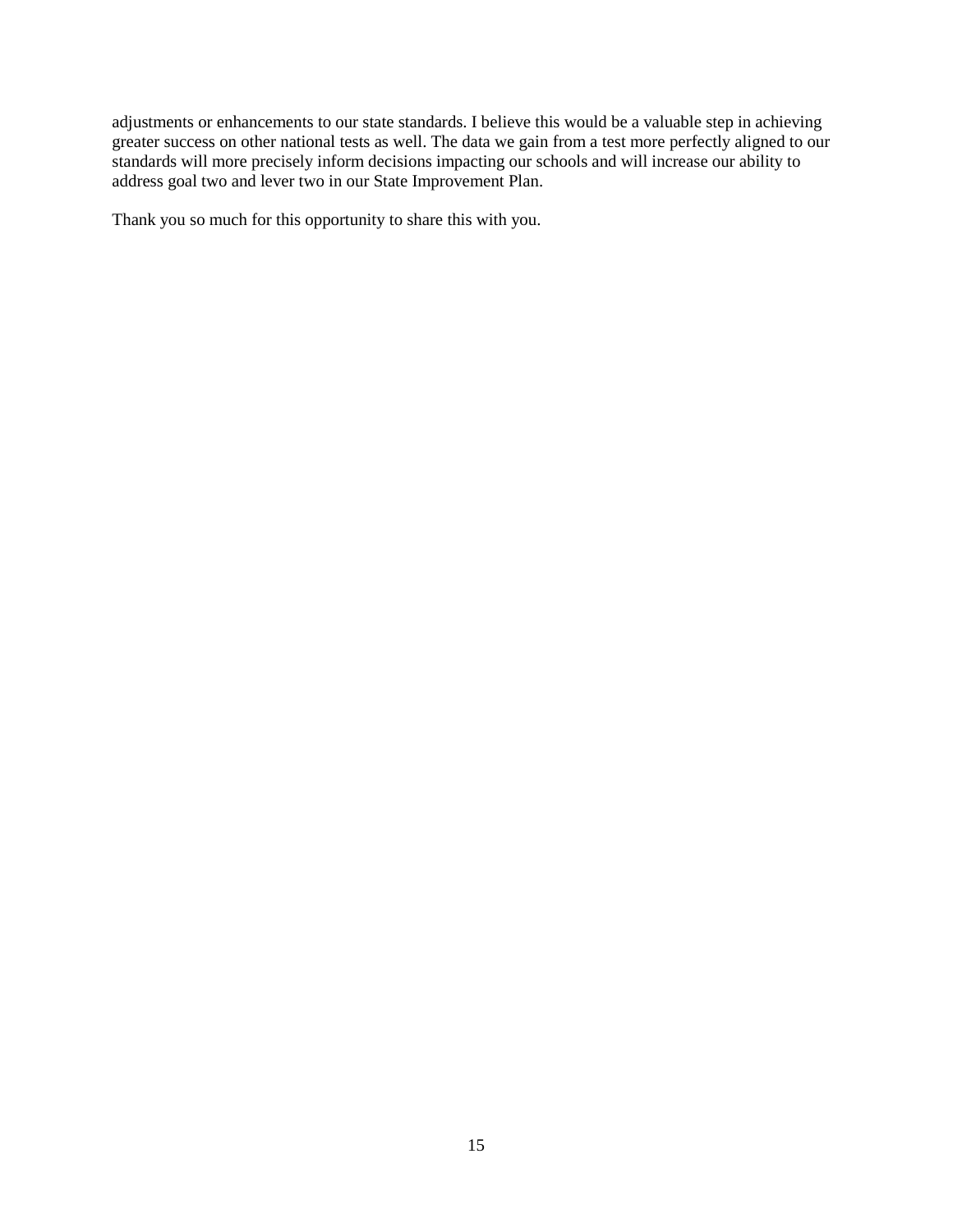adjustments or enhancements to our state standards. I believe this would be a valuable step in achieving greater success on other national tests as well. The data we gain from a test more perfectly aligned to our standards will more precisely inform decisions impacting our schools and will increase our ability to address goal two and lever two in our State Improvement Plan.

Thank you so much for this opportunity to share this with you.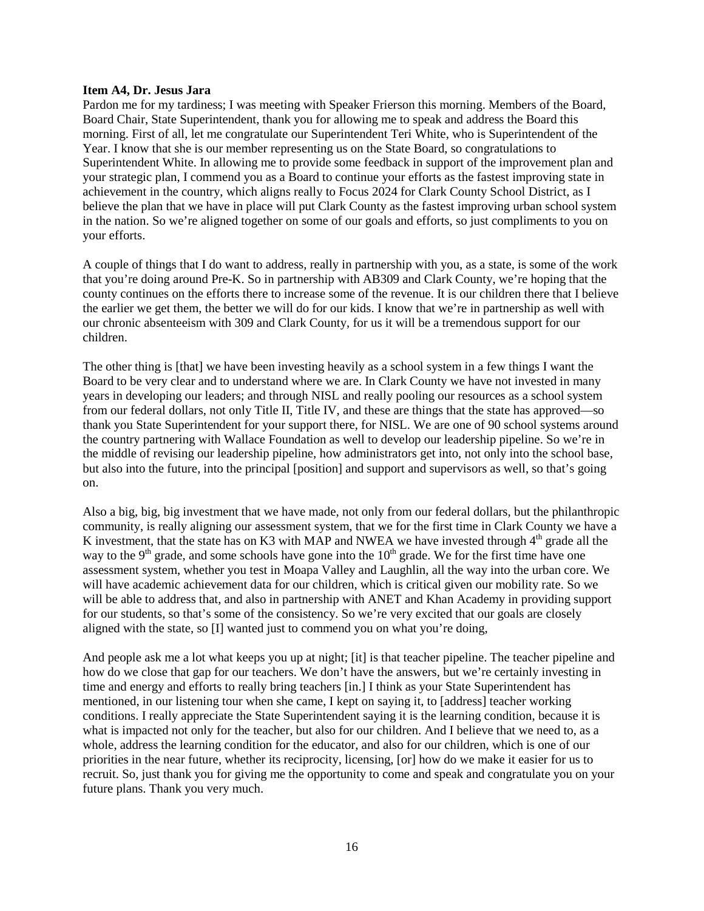**Item A4, Dr. Jesus Jara**

Pardon me for my tardiness; I was meeting with Speaker Frierson this morning. Members of the Board, Board Chair, State Superintendent, thank you for allowing me to speak and address the Board this morning. First of all, let me congratulate our Superintendent Teri White, who is Superintendent of the Year. I know that she is our member representing us on the State Board, so congratulations to Superintendent White. In allowing me to provide some feedback in support of the improvement plan and your strategic plan, I commend you as a Board to continue your efforts as the fastest improving state in achievement in the country, which aligns really to Focus 2024 for Clark County School District, as I believe the plan that we have in place will put Clark County as the fastest improving urban school system in the nation. So we're aligned together on some of our goals and efforts, so just compliments to you on your efforts.

A couple of things that I do want to address, really in partnership with you, as a state, is some of the work that you're doing around Pre-K. So in partnership with AB309 and Clark County, we're hoping that the county continues on the efforts there to increase some of the revenue. It is our children there that I believe the earlier we get them, the better we will do for our kids. I know that we're in partnership as well with our chronic absenteeism with 309 and Clark County, for us it will be a tremendous support for our children.

The other thing is [that] we have been investing heavily as a school system in a few things I want the Board to be very clear and to understand where we are. In Clark County we have not invested in many years in developing our leaders; and through NISL and really pooling our resources as a school system from our federal dollars, not only Title II, Title IV, and these are things that the state has approved—so thank you State Superintendent for your support there, for NISL. We are one of 90 school systems around the country partnering with Wallace Foundation as well to develop our leadership pipeline. So we're in the middle of revising our leadership pipeline, how administrators get into, not only into the school base, but also into the future, into the principal [position] and support and supervisors as well, so that's going on.

Also a big, big, big investment that we have made, not only from our federal dollars, but the philanthropic community, is really aligning our assessment system, that we for the first time in Clark County we have a K investment, that the state has on K3 with MAP and NWEA we have invested through 4th grade all the way to the 9th grade, and some schools have gone into the 10th grade. We for the first time have one assessment system, whether you test in Moapa Valley and Laughlin, all the way into the urban core. We will have academic achievement data for our children, which is critical given our mobility rate. So we will be able to address that, and also in partnership with ANET and Khan Academy in providing support for our students, so that's some of the consistency. So we're very excited that our goals are closely aligned with the state, so [I] wanted just to commend you on what you're doing,

And people ask me a lot what keeps you up at night; [it] is that teacher pipeline. The teacher pipeline and how do we close that gap for our teachers. We don't have the answers, but we're certainly investing in time and energy and efforts to really bring teachers [in.] I think as your State Superintendent has mentioned, in our listening tour when she came, I kept on saying it, to [address] teacher working conditions. I really appreciate the State Superintendent saying it is the learning condition, because it is what is impacted not only for the teacher, but also for our children. And I believe that we need to, as a whole, address the learning condition for the educator, and also for our children, which is one of our priorities in the near future, whether its reciprocity, licensing, [or] how do we make it easier for us to recruit. So, just thank you for giving me the opportunity to come and speak and congratulate you on your future plans. Thank you very much.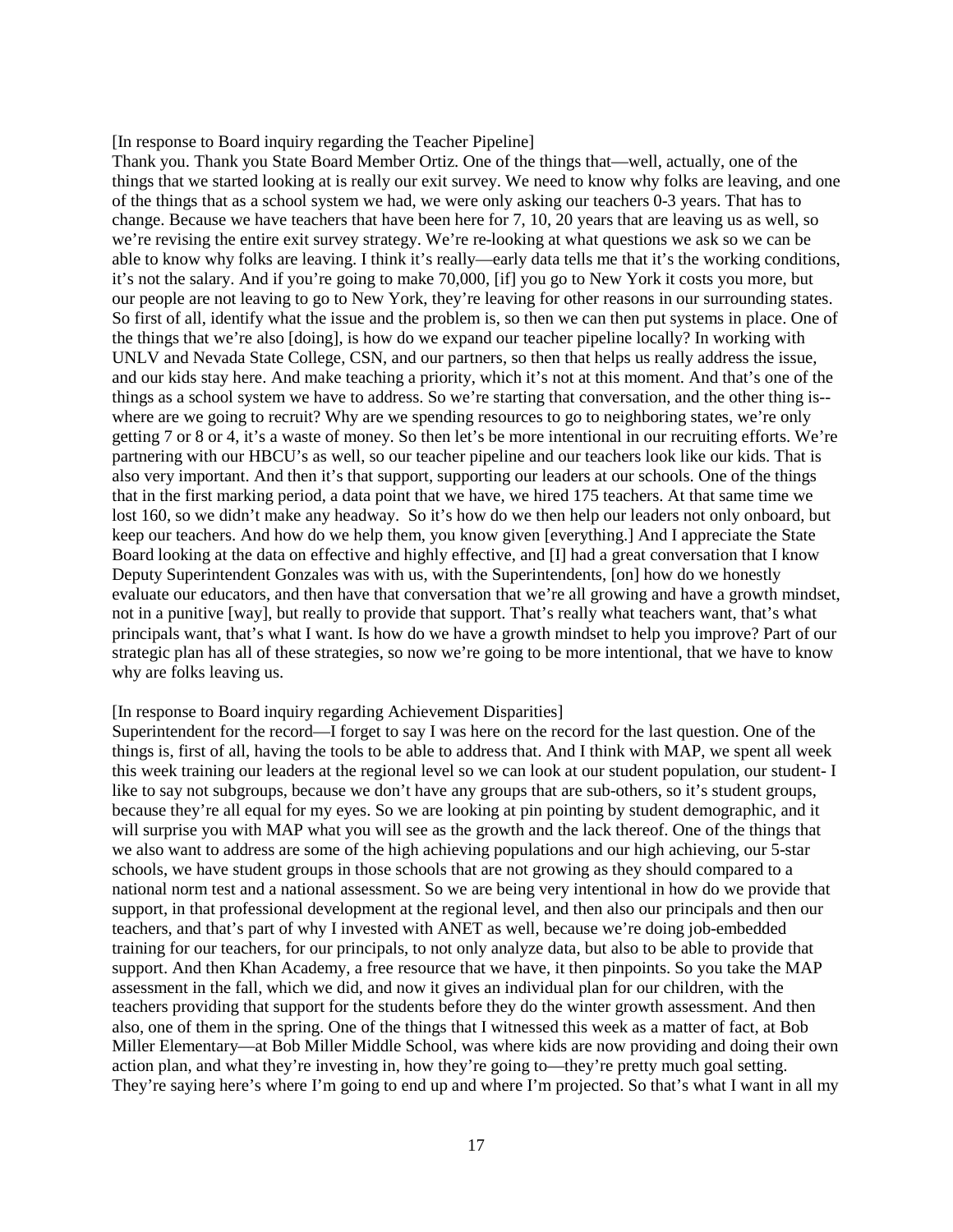[In response to Board inquiry regarding the Teacher Pipeline]

Thank you. Thank you State Board Member Ortiz. One of the things that—well, actually, one of the things that we started looking at is really our exit survey. We need to know why folks are leaving, and one of the things that as a school system we had, we were only asking our teachers 0-3 years. That has to change. Because we have teachers that have been here for 7, 10, 20 years that are leaving us as well, so we're revising the entire exit survey strategy. We're re-looking at what questions we ask so we can be able to know why folks are leaving. I think it's really—early data tells me that it's the working conditions, it's not the salary. And if you're going to make 70,000, [if] you go to New York it costs you more, but our people are not leaving to go to New York, they're leaving for other reasons in our surrounding states. So first of all, identify what the issue and the problem is, so then we can then put systems in place. One of the things that we're also [doing], is how do we expand our teacher pipeline locally? In working with UNLV and Nevada State College, CSN, and our partners, so then that helps us really address the issue, and our kids stay here. And make teaching a priority, which it's not at this moment. And that's one of the things as a school system we have to address. So we're starting that conversation, and the other thing is--where are we going to recruit? Why are we spending resources to go to neighboring states, we're only getting 7 or 8 or 4, it's a waste of money. So then let's be more intentional in our recruiting efforts. We're partnering with our HBCU's as well, so our teacher pipeline and our teachers look like our kids. That is also very important. And then it's that support, supporting our leaders at our schools. One of the things that in the first marking period, a data point that we have, we hired 175 teachers. At that same time we lost 160, so we didn't make any headway. So it's how do we then help our leaders not only onboard, but keep our teachers. And how do we help them, you know given [everything.] And I appreciate the State Board looking at the data on effective and highly effective, and [I] had a great conversation that I know Deputy Superintendent Gonzales was with us, with the Superintendents, [on] how do we honestly evaluate our educators, and then have that conversation that we're all growing and have a growth mindset, not in a punitive [way], but really to provide that support. That's really what teachers want, that's what principals want, that's what I want. Is how do we have a growth mindset to help you improve? Part of our strategic plan has all of these strategies, so now we're going to be more intentional, that we have to know why are folks leaving us.

[In response to Board inquiry regarding Achievement Disparities]

Superintendent for the record—I forget to say I was here on the record for the last question. One of the things is, first of all, having the tools to be able to address that. And I think with MAP, we spent all week this week training our leaders at the regional level so we can look at our student population, our student- I like to say not subgroups, because we don't have any groups that are sub-others, so it's student groups, because they're all equal for my eyes. So we are looking at pin pointing by student demographic, and it will surprise you with MAP what you will see as the growth and the lack thereof. One of the things that we also want to address are some of the high achieving populations and our high achieving, our 5-star schools, we have student groups in those schools that are not growing as they should compared to a national norm test and a national assessment. So we are being very intentional in how do we provide that support, in that professional development at the regional level, and then also our principals and then our teachers, and that's part of why I invested with ANET as well, because we're doing job-embedded training for our teachers, for our principals, to not only analyze data, but also to be able to provide that support. And then Khan Academy, a free resource that we have, it then pinpoints. So you take the MAP assessment in the fall, which we did, and now it gives an individual plan for our children, with the teachers providing that support for the students before they do the winter growth assessment. And then also, one of them in the spring. One of the things that I witnessed this week as a matter of fact, at Bob Miller Elementary—at Bob Miller Middle School, was where kids are now providing and doing their own action plan, and what they're investing in, how they're going to—they're pretty much goal setting. They're saying here's where I'm going to end up and where I'm projected. So that's what I want in all my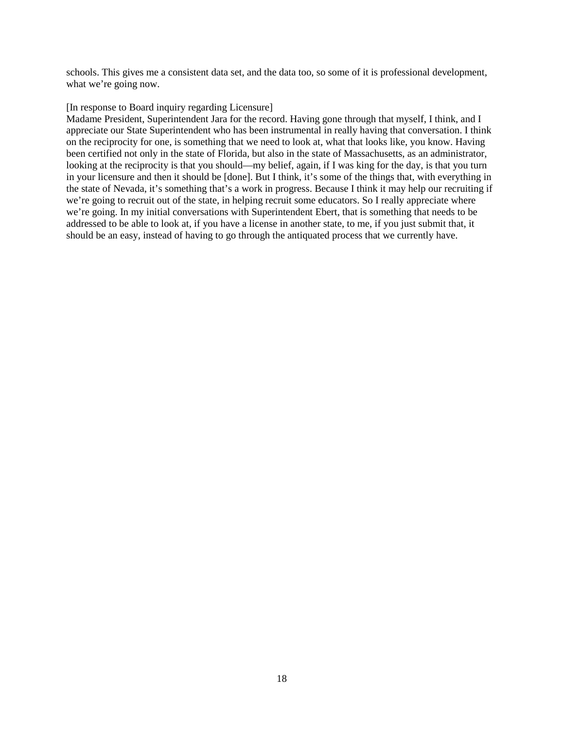schools. This gives me a consistent data set, and the data too, so some of it is professional development, what we're going now.

[In response to Board inquiry regarding Licensure]
Madame President, Superintendent Jara for the record. Having gone through that myself, I think, and I appreciate our State Superintendent who has been instrumental in really having that conversation. I think on the reciprocity for one, is something that we need to look at, what that looks like, you know. Having been certified not only in the state of Florida, but also in the state of Massachusetts, as an administrator, looking at the reciprocity is that you should—my belief, again, if I was king for the day, is that you turn in your licensure and then it should be [done]. But I think, it's some of the things that, with everything in the state of Nevada, it's something that's a work in progress. Because I think it may help our recruiting if we're going to recruit out of the state, in helping recruit some educators. So I really appreciate where we're going. In my initial conversations with Superintendent Ebert, that is something that needs to be addressed to be able to look at, if you have a license in another state, to me, if you just submit that, it should be an easy, instead of having to go through the antiquated process that we currently have.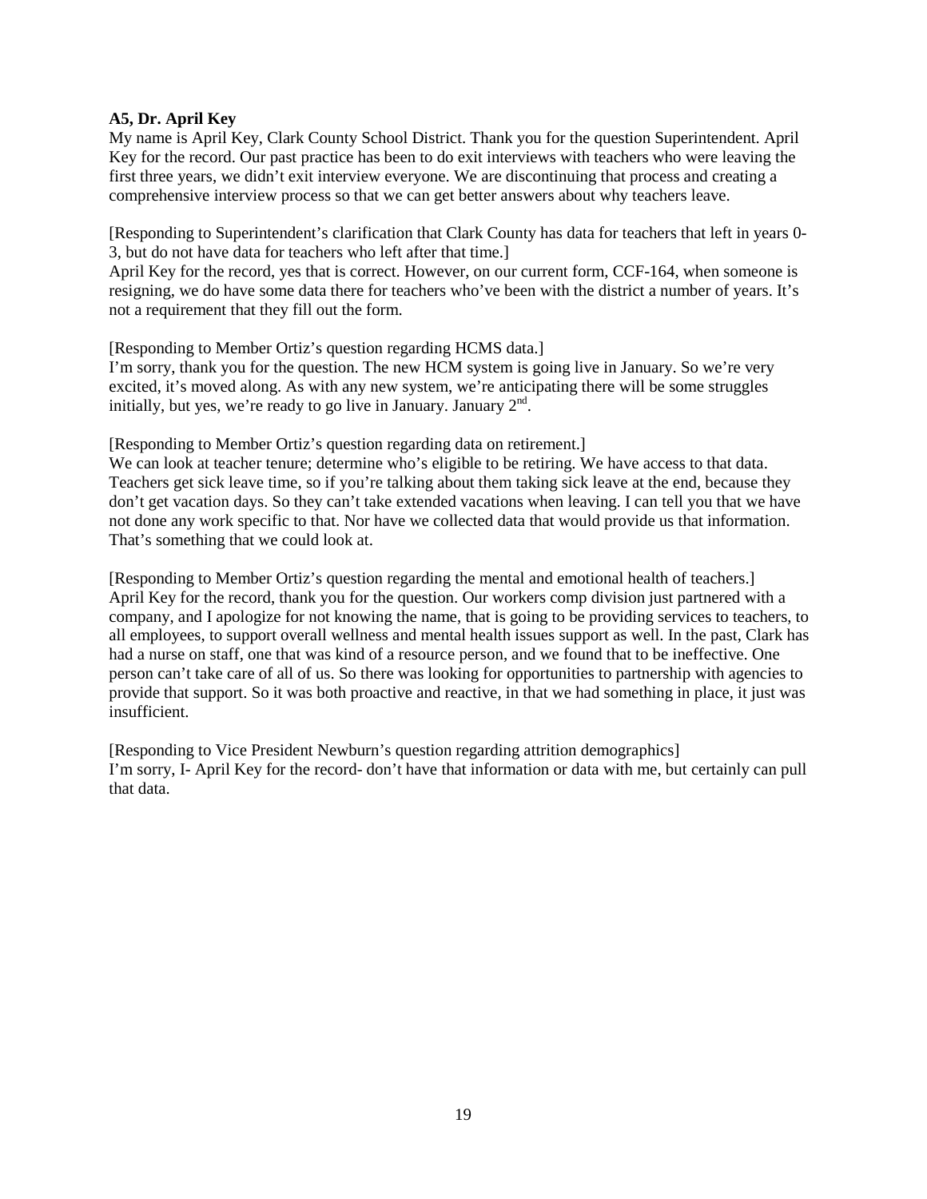**A5, Dr. April Key**

My name is April Key, Clark County School District. Thank you for the question Superintendent. April Key for the record. Our past practice has been to do exit interviews with teachers who were leaving the first three years, we didn't exit interview everyone. We are discontinuing that process and creating a comprehensive interview process so that we can get better answers about why teachers leave.

[Responding to Superintendent's clarification that Clark County has data for teachers that left in years 0-3, but do not have data for teachers who left after that time.]

April Key for the record, yes that is correct. However, on our current form, CCF-164, when someone is resigning, we do have some data there for teachers who've been with the district a number of years. It's not a requirement that they fill out the form.

[Responding to Member Ortiz's question regarding HCMS data.]

I'm sorry, thank you for the question. The new HCM system is going live in January. So we're very excited, it's moved along. As with any new system, we're anticipating there will be some struggles initially, but yes, we're ready to go live in January. January 2nd.

[Responding to Member Ortiz's question regarding data on retirement.]

We can look at teacher tenure; determine who's eligible to be retiring. We have access to that data. Teachers get sick leave time, so if you're talking about them taking sick leave at the end, because they don't get vacation days. So they can't take extended vacations when leaving. I can tell you that we have not done any work specific to that. Nor have we collected data that would provide us that information. That's something that we could look at.

[Responding to Member Ortiz's question regarding the mental and emotional health of teachers.]

April Key for the record, thank you for the question. Our workers comp division just partnered with a company, and I apologize for not knowing the name, that is going to be providing services to teachers, to all employees, to support overall wellness and mental health issues support as well. In the past, Clark has had a nurse on staff, one that was kind of a resource person, and we found that to be ineffective. One person can't take care of all of us. So there was looking for opportunities to partnership with agencies to provide that support. So it was both proactive and reactive, in that we had something in place, it just was insufficient.

[Responding to Vice President Newburn's question regarding attrition demographics]

I'm sorry, I- April Key for the record- don't have that information or data with me, but certainly can pull that data.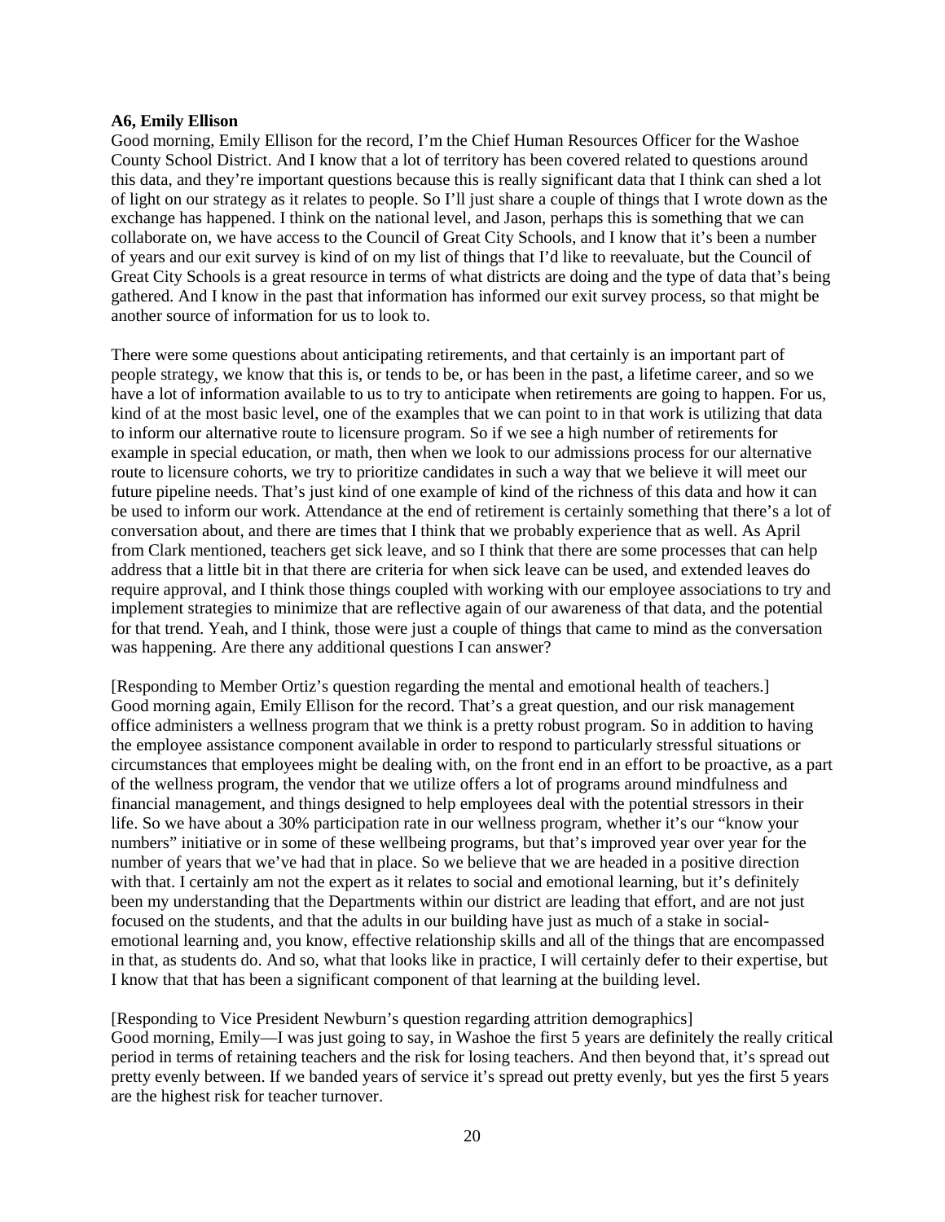**A6, Emily Ellison**

Good morning, Emily Ellison for the record, I'm the Chief Human Resources Officer for the Washoe County School District. And I know that a lot of territory has been covered related to questions around this data, and they're important questions because this is really significant data that I think can shed a lot of light on our strategy as it relates to people. So I'll just share a couple of things that I wrote down as the exchange has happened. I think on the national level, and Jason, perhaps this is something that we can collaborate on, we have access to the Council of Great City Schools, and I know that it's been a number of years and our exit survey is kind of on my list of things that I'd like to reevaluate, but the Council of Great City Schools is a great resource in terms of what districts are doing and the type of data that's being gathered. And I know in the past that information has informed our exit survey process, so that might be another source of information for us to look to.

There were some questions about anticipating retirements, and that certainly is an important part of people strategy, we know that this is, or tends to be, or has been in the past, a lifetime career, and so we have a lot of information available to us to try to anticipate when retirements are going to happen. For us, kind of at the most basic level, one of the examples that we can point to in that work is utilizing that data to inform our alternative route to licensure program. So if we see a high number of retirements for example in special education, or math, then when we look to our admissions process for our alternative route to licensure cohorts, we try to prioritize candidates in such a way that we believe it will meet our future pipeline needs. That's just kind of one example of kind of the richness of this data and how it can be used to inform our work. Attendance at the end of retirement is certainly something that there's a lot of conversation about, and there are times that I think that we probably experience that as well. As April from Clark mentioned, teachers get sick leave, and so I think that there are some processes that can help address that a little bit in that there are criteria for when sick leave can be used, and extended leaves do require approval, and I think those things coupled with working with our employee associations to try and implement strategies to minimize that are reflective again of our awareness of that data, and the potential for that trend. Yeah, and I think, those were just a couple of things that came to mind as the conversation was happening. Are there any additional questions I can answer?

[Responding to Member Ortiz's question regarding the mental and emotional health of teachers.]
Good morning again, Emily Ellison for the record. That's a great question, and our risk management office administers a wellness program that we think is a pretty robust program. So in addition to having the employee assistance component available in order to respond to particularly stressful situations or circumstances that employees might be dealing with, on the front end in an effort to be proactive, as a part of the wellness program, the vendor that we utilize offers a lot of programs around mindfulness and financial management, and things designed to help employees deal with the potential stressors in their life. So we have about a 30% participation rate in our wellness program, whether it's our "know your numbers" initiative or in some of these wellbeing programs, but that's improved year over year for the number of years that we've had that in place. So we believe that we are headed in a positive direction with that. I certainly am not the expert as it relates to social and emotional learning, but it's definitely been my understanding that the Departments within our district are leading that effort, and are not just focused on the students, and that the adults in our building have just as much of a stake in social-emotional learning and, you know, effective relationship skills and all of the things that are encompassed in that, as students do. And so, what that looks like in practice, I will certainly defer to their expertise, but I know that that has been a significant component of that learning at the building level.

[Responding to Vice President Newburn's question regarding attrition demographics]
Good morning, Emily—I was just going to say, in Washoe the first 5 years are definitely the really critical period in terms of retaining teachers and the risk for losing teachers. And then beyond that, it's spread out pretty evenly between. If we banded years of service it's spread out pretty evenly, but yes the first 5 years are the highest risk for teacher turnover.